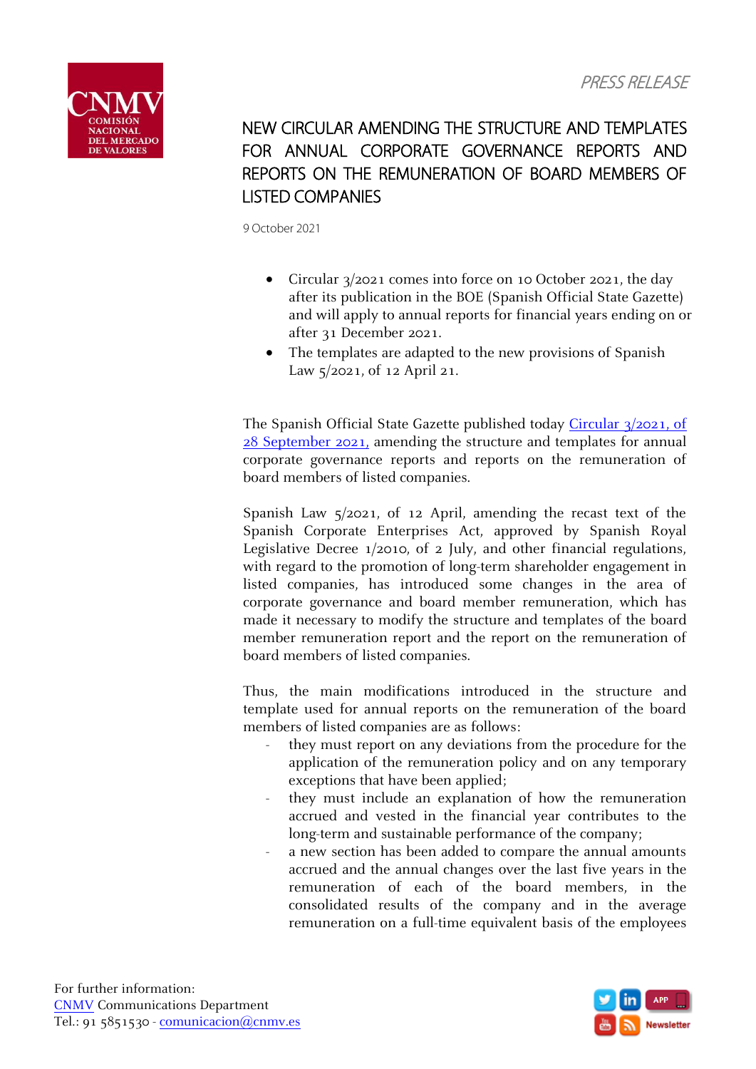*PRESS RELEASE*

# NEW CIRCULAR AMENDING THE STRUCTURE AND TEMPLATES FOR ANNUAL CORPORATE GOVERNANCE REPORTS AND REPORTS ON THE REMUNERATION OF BOARD MEMBERS OF LISTED COMPANIES

9 October 2021

- Circular 3/2021 comes into force on 10 October 2021, the day after its publication in the BOE (Spanish Official State Gazette) and will apply to annual reports for financial years ending on or after 31 December 2021.
- The templates are adapted to the new provisions of Spanish Law 5/2021, of 12 April 21.

The Spanish Official State Gazette published today [Circular 3/2021, of 28 September 2021](), amending the structure and templates for annual corporate governance reports and reports on the remuneration of board members of listed companies.

Spanish Law 5/2021, of 12 April, amending the recast text of the Spanish Corporate Enterprises Act, approved by Spanish Royal Legislative Decree 1/2010, of 2 July, and other financial regulations, with regard to the promotion of long-term shareholder engagement in listed companies, has introduced some changes in the area of corporate governance and board member remuneration, which has made it necessary to modify the structure and templates of the board member remuneration report and the report on the remuneration of board members of listed companies.

Thus, the main modifications introduced in the structure and template used for annual reports on the remuneration of the board members of listed companies are as follows:

- they must report on any deviations from the procedure for the application of the remuneration policy and on any temporary exceptions that have been applied;
- they must include an explanation of how the remuneration accrued and vested in the financial year contributes to the long-term and sustainable performance of the company;
- a new section has been added to compare the annual amounts accrued and the annual changes over the last five years in the remuneration of each of the board members, in the consolidated results of the company and in the average remuneration on a full-time equivalent basis of the employees

For further information:
[CNMV]() Communications Department
Tel.: 91 5851530 - [comunicacion@cnmv.es]()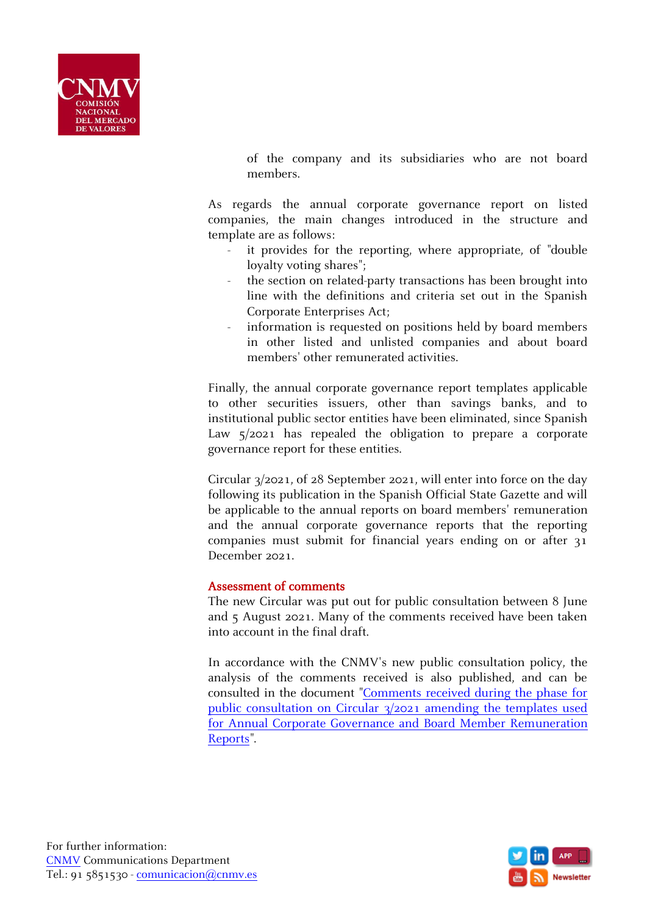of the company and its subsidiaries who are not board members.

As regards the annual corporate governance report on listed companies, the main changes introduced in the structure and template are as follows:

- it provides for the reporting, where appropriate, of "double loyalty voting shares";
- the section on related-party transactions has been brought into line with the definitions and criteria set out in the Spanish Corporate Enterprises Act;
- information is requested on positions held by board members in other listed and unlisted companies and about board members' other remunerated activities.

Finally, the annual corporate governance report templates applicable to other securities issuers, other than savings banks, and to institutional public sector entities have been eliminated, since Spanish Law 5/2021 has repealed the obligation to prepare a corporate governance report for these entities.

Circular 3/2021, of 28 September 2021, will enter into force on the day following its publication in the Spanish Official State Gazette and will be applicable to the annual reports on board members' remuneration and the annual corporate governance reports that the reporting companies must submit for financial years ending on or after 31 December 2021.

### Assessment of comments

The new Circular was put out for public consultation between 8 June and 5 August 2021. Many of the comments received have been taken into account in the final draft.

In accordance with the CNMV's new public consultation policy, the analysis of the comments received is also published, and can be consulted in the document "Comments received during the phase for public consultation on Circular 3/2021 amending the templates used for Annual Corporate Governance and Board Member Remuneration Reports".

For further information:
CNMV Communications Department
Tel.: 91 5851530 - comunicacion@cnmv.es